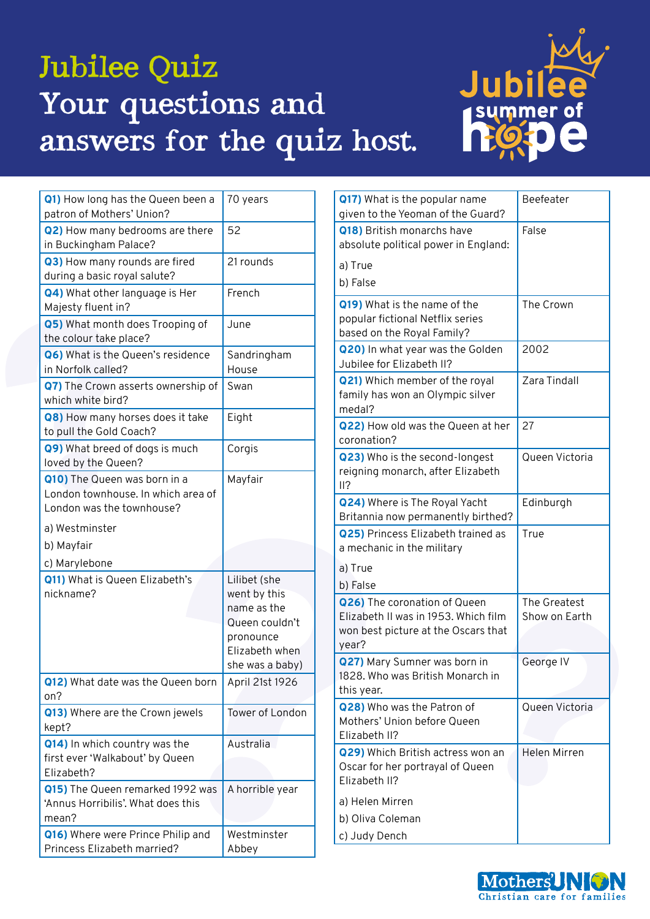# Jubilee Quiz

## Your questions and answers for the quiz host.

Jubilee summer of hope

| Question | Answer |
|---|---|
| **Q1)** How long has the Queen been a patron of Mothers' Union? | 70 years |
| **Q2)** How many bedrooms are there in Buckingham Palace? | 52 |
| **Q3)** How many rounds are fired during a basic royal salute? | 21 rounds |
| **Q4)** What other language is Her Majesty fluent in? | French |
| **Q5)** What month does Trooping of the colour take place? | June |
| **Q6)** What is the Queen's residence in Norfolk called? | Sandringham House |
| **Q7)** The Crown asserts ownership of which white bird? | Swan |
| **Q8)** How many horses does it take to pull the Gold Coach? | Eight |
| **Q9)** What breed of dogs is much loved by the Queen? | Corgis |
| **Q10)** The Queen was born in a London townhouse. In which area of London was the townhouse? a) Westminster b) Mayfair c) Marylebone | Mayfair |
| **Q11)** What is Queen Elizabeth's nickname? | Lilibet (she went by this name as the Queen couldn't pronounce Elizabeth when she was a baby) |
| **Q12)** What date was the Queen born on? | April 21st 1926 |
| **Q13)** Where are the Crown jewels kept? | Tower of London |
| **Q14)** In which country was the first ever 'Walkabout' by Queen Elizabeth? | Australia |
| **Q15)** The Queen remarked 1992 was 'Annus Horribilis'. What does this mean? | A horrible year |
| **Q16)** Where were Prince Philip and Princess Elizabeth married? | Westminster Abbey |
| **Q17)** What is the popular name given to the Yeoman of the Guard? | Beefeater |
| **Q18)** British monarchs have absolute political power in England: a) True b) False | False |
| **Q19)** What is the name of the popular fictional Netflix series based on the Royal Family? | The Crown |
| **Q20)** In what year was the Golden Jubilee for Elizabeth II? | 2002 |
| **Q21)** Which member of the royal family has won an Olympic silver medal? | Zara Tindall |
| **Q22)** How old was the Queen at her coronation? | 27 |
| **Q23)** Who is the second-longest reigning monarch, after Elizabeth II? | Queen Victoria |
| **Q24)** Where is The Royal Yacht Britannia now permanently birthed? | Edinburgh |
| **Q25)** Princess Elizabeth trained as a mechanic in the military a) True b) False | True |
| **Q26)** The coronation of Queen Elizabeth II was in 1953. Which film won best picture at the Oscars that year? | The Greatest Show on Earth |
| **Q27)** Mary Sumner was born in 1828. Who was British Monarch in this year. | George IV |
| **Q28)** Who was the Patron of Mothers' Union before Queen Elizabeth II? | Queen Victoria |
| **Q29)** Which British actress won an Oscar for her portrayal of Queen Elizabeth II? a) Helen Mirren b) Oliva Coleman c) Judy Dench | Helen Mirren |

Mothers' Union
Christian care for families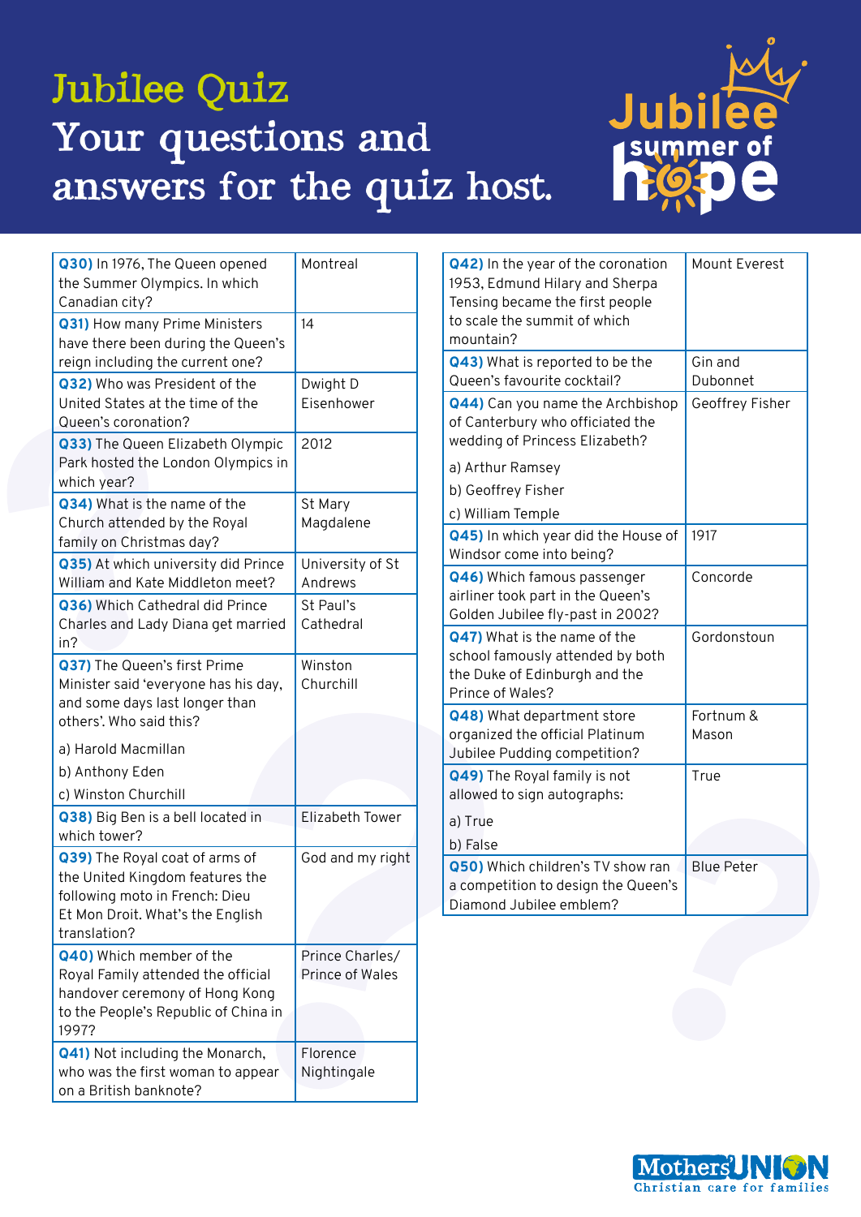# Jubilee Quiz

# Your questions and answers for the quiz host.

Jubilee summer of hope

| | |
|---|---|
| **Q30)** In 1976, The Queen opened the Summer Olympics. In which Canadian city? | Montreal |
| **Q31)** How many Prime Ministers have there been during the Queen's reign including the current one? | 14 |
| **Q32)** Who was President of the United States at the time of the Queen's coronation? | Dwight D Eisenhower |
| **Q33)** The Queen Elizabeth Olympic Park hosted the London Olympics in which year? | 2012 |
| **Q34)** What is the name of the Church attended by the Royal family on Christmas day? | St Mary Magdalene |
| **Q35)** At which university did Prince William and Kate Middleton meet? | University of St Andrews |
| **Q36)** Which Cathedral did Prince Charles and Lady Diana get married in? | St Paul's Cathedral |
| **Q37)** The Queen's first Prime Minister said 'everyone has his day, and some days last longer than others'. Who said this? a) Harold Macmillan b) Anthony Eden c) Winston Churchill | Winston Churchill |
| **Q38)** Big Ben is a bell located in which tower? | Elizabeth Tower |
| **Q39)** The Royal coat of arms of the United Kingdom features the following moto in French: Dieu Et Mon Droit. What's the English translation? | God and my right |
| **Q40)** Which member of the Royal Family attended the official handover ceremony of Hong Kong to the People's Republic of China in 1997? | Prince Charles/ Prince of Wales |
| **Q41)** Not including the Monarch, who was the first woman to appear on a British banknote? | Florence Nightingale |
| **Q42)** In the year of the coronation 1953, Edmund Hilary and Sherpa Tensing became the first people to scale the summit of which mountain? | Mount Everest |
| **Q43)** What is reported to be the Queen's favourite cocktail? | Gin and Dubonnet |
| **Q44)** Can you name the Archbishop of Canterbury who officiated the wedding of Princess Elizabeth? a) Arthur Ramsey b) Geoffrey Fisher c) William Temple | Geoffrey Fisher |
| **Q45)** In which year did the House of Windsor come into being? | 1917 |
| **Q46)** Which famous passenger airliner took part in the Queen's Golden Jubilee fly-past in 2002? | Concorde |
| **Q47)** What is the name of the school famously attended by both the Duke of Edinburgh and the Prince of Wales? | Gordonstoun |
| **Q48)** What department store organized the official Platinum Jubilee Pudding competition? | Fortnum & Mason |
| **Q49)** The Royal family is not allowed to sign autographs: a) True b) False | True |
| **Q50)** Which children's TV show ran a competition to design the Queen's Diamond Jubilee emblem? | Blue Peter |

Mothers' Union
Christian care for families